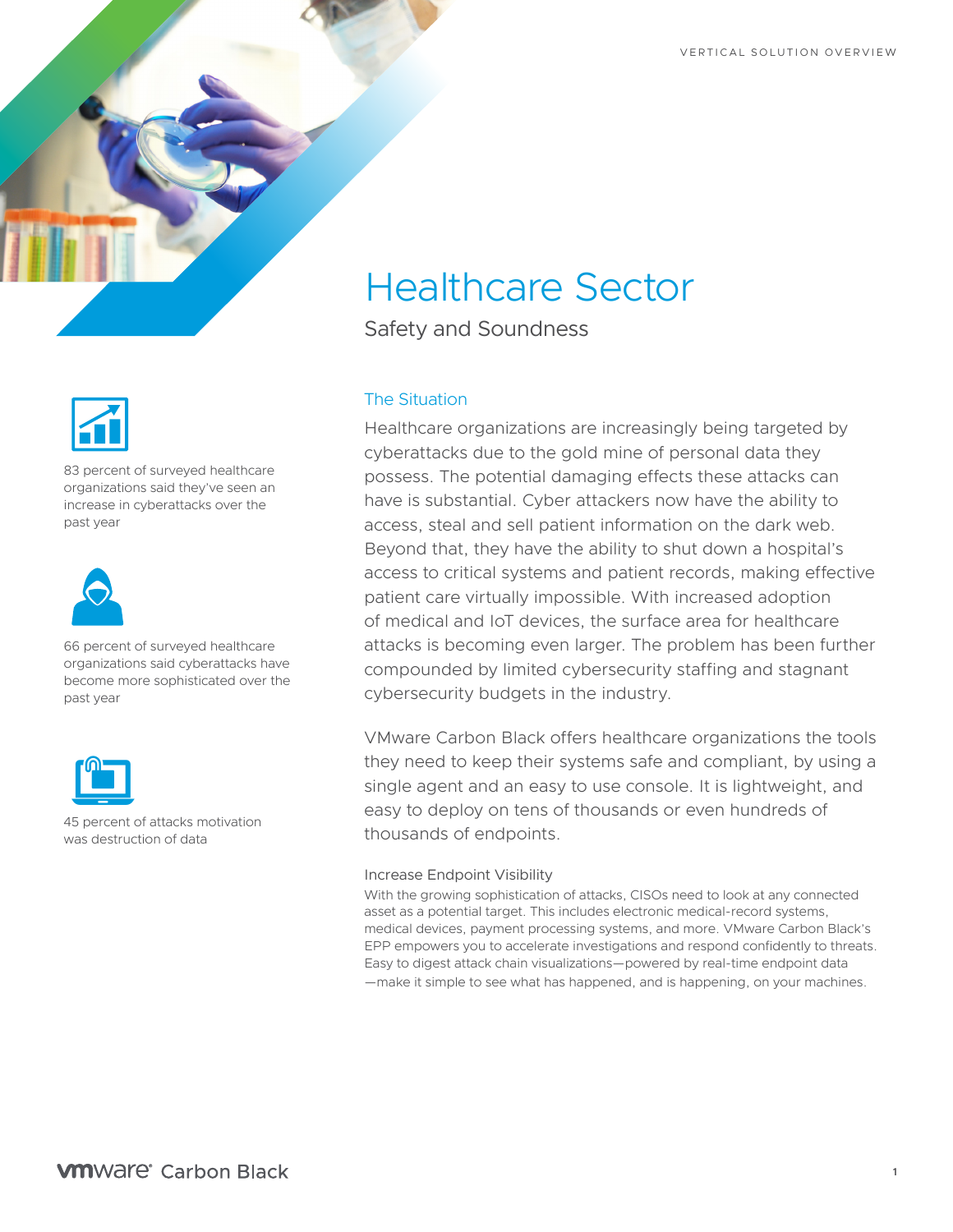VERTICAL SOLUTION OVERVIEW

# Healthcare Sector

Safety and Soundness

83 percent of surveyed healthcare organizations said they've seen an increase in cyberattacks over the past year

66 percent of surveyed healthcare organizations said cyberattacks have become more sophisticated over the past year

45 percent of attacks motivation was destruction of data

## The Situation

Healthcare organizations are increasingly being targeted by cyberattacks due to the gold mine of personal data they possess. The potential damaging effects these attacks can have is substantial. Cyber attackers now have the ability to access, steal and sell patient information on the dark web. Beyond that, they have the ability to shut down a hospital's access to critical systems and patient records, making effective patient care virtually impossible. With increased adoption of medical and IoT devices, the surface area for healthcare attacks is becoming even larger. The problem has been further compounded by limited cybersecurity staffing and stagnant cybersecurity budgets in the industry.

VMware Carbon Black offers healthcare organizations the tools they need to keep their systems safe and compliant, by using a single agent and an easy to use console. It is lightweight, and easy to deploy on tens of thousands or even hundreds of thousands of endpoints.

### Increase Endpoint Visibility

With the growing sophistication of attacks, CISOs need to look at any connected asset as a potential target. This includes electronic medical-record systems, medical devices, payment processing systems, and more. VMware Carbon Black's EPP empowers you to accelerate investigations and respond confidently to threats. Easy to digest attack chain visualizations—powered by real-time endpoint data —make it simple to see what has happened, and is happening, on your machines.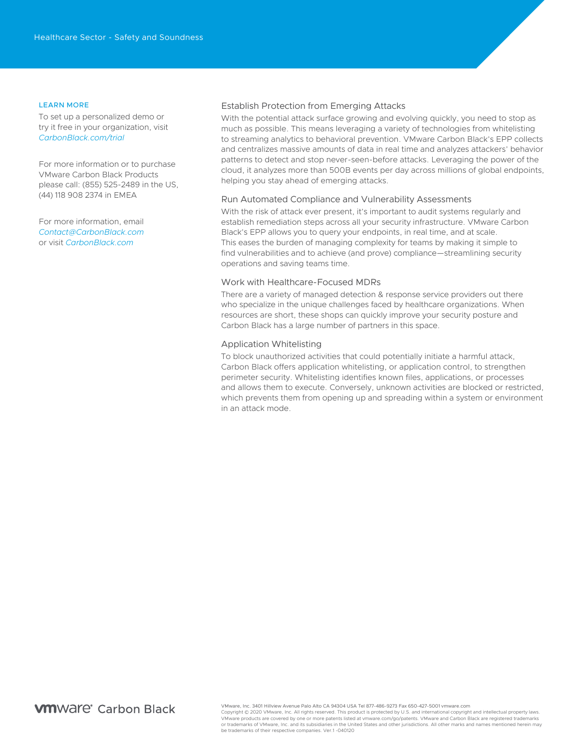**LEARN MORE**

To set up a personalized demo or try it free in your organization, visit *CarbonBlack.com/trial*

For more information or to purchase VMware Carbon Black Products please call: (855) 525-2489 in the US, (44) 118 908 2374 in EMEA

For more information, email *Contact@CarbonBlack.com* or visit *CarbonBlack.com*

### Establish Protection from Emerging Attacks

With the potential attack surface growing and evolving quickly, you need to stop as much as possible. This means leveraging a variety of technologies from whitelisting to streaming analytics to behavioral prevention. VMware Carbon Black's EPP collects and centralizes massive amounts of data in real time and analyzes attackers' behavior patterns to detect and stop never-seen-before attacks. Leveraging the power of the cloud, it analyzes more than 500B events per day across millions of global endpoints, helping you stay ahead of emerging attacks.

### Run Automated Compliance and Vulnerability Assessments

With the risk of attack ever present, it's important to audit systems regularly and establish remediation steps across all your security infrastructure. VMware Carbon Black's EPP allows you to query your endpoints, in real time, and at scale. This eases the burden of managing complexity for teams by making it simple to find vulnerabilities and to achieve (and prove) compliance—streamlining security operations and saving teams time.

### Work with Healthcare-Focused MDRs

There are a variety of managed detection & response service providers out there who specialize in the unique challenges faced by healthcare organizations. When resources are short, these shops can quickly improve your security posture and Carbon Black has a large number of partners in this space.

### Application Whitelisting

To block unauthorized activities that could potentially initiate a harmful attack, Carbon Black offers application whitelisting, or application control, to strengthen perimeter security. Whitelisting identifies known files, applications, or processes and allows them to execute. Conversely, unknown activities are blocked or restricted, which prevents them from opening up and spreading within a system or environment in an attack mode.

vmware Carbon Black

VMware, Inc. 3401 Hillview Avenue Palo Alto CA 94304 USA Tel 877-486-9273 Fax 650-427-5001 vmware.com
Copyright © 2020 VMware, Inc. All rights reserved. This product is protected by U.S. and international copyright and intellectual property laws. VMware products are covered by one or more patents listed at vmware.com/go/patents. VMware and Carbon Black are registered trademarks or trademarks of VMware, Inc. and its subsidiaries in the United States and other jurisdictions. All other marks and names mentioned herein may be trademarks of their respective companies. Ver.1 -040120